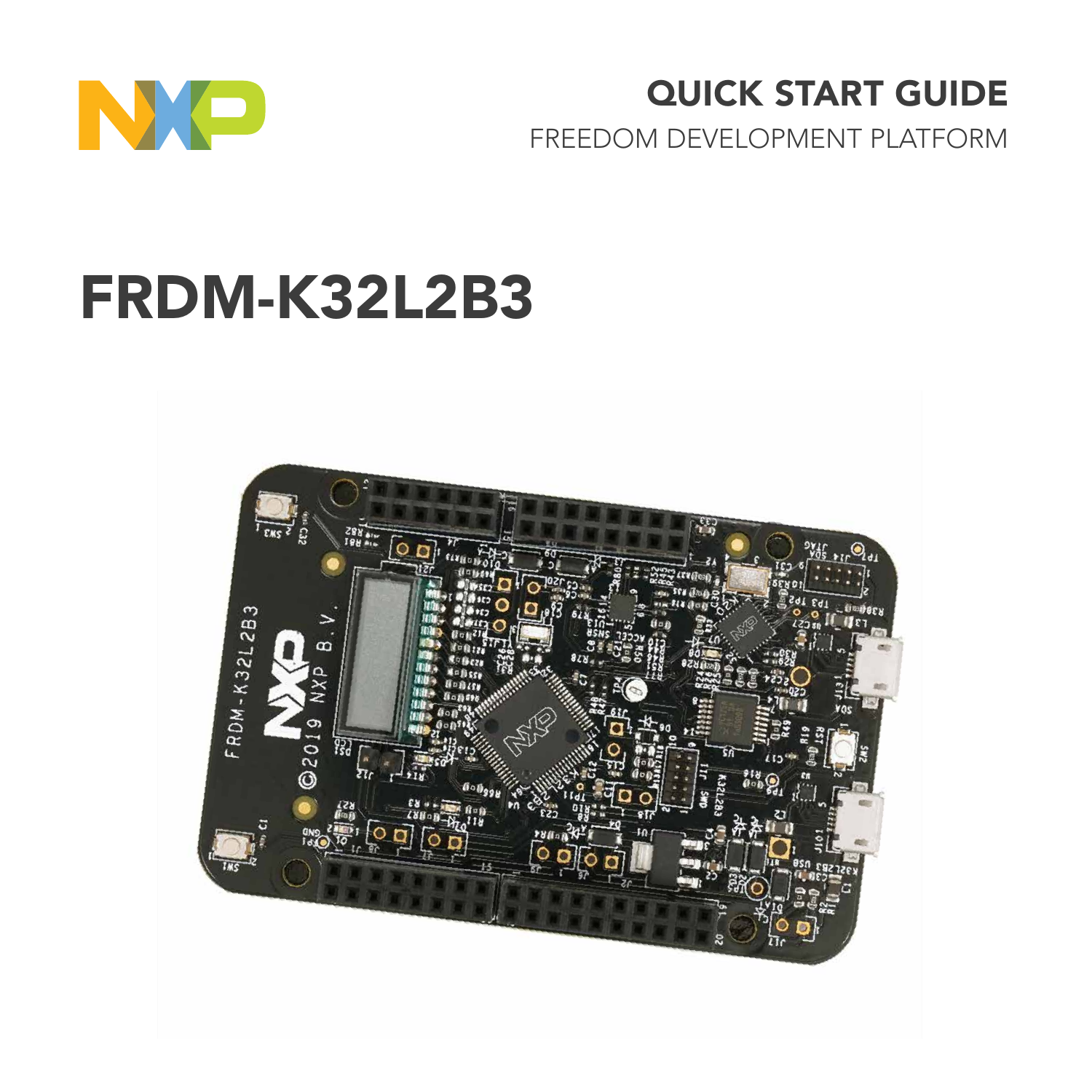QUICK START GUIDE

FREEDOM DEVELOPMENT PLATFORM

# FRDM-K32L2B3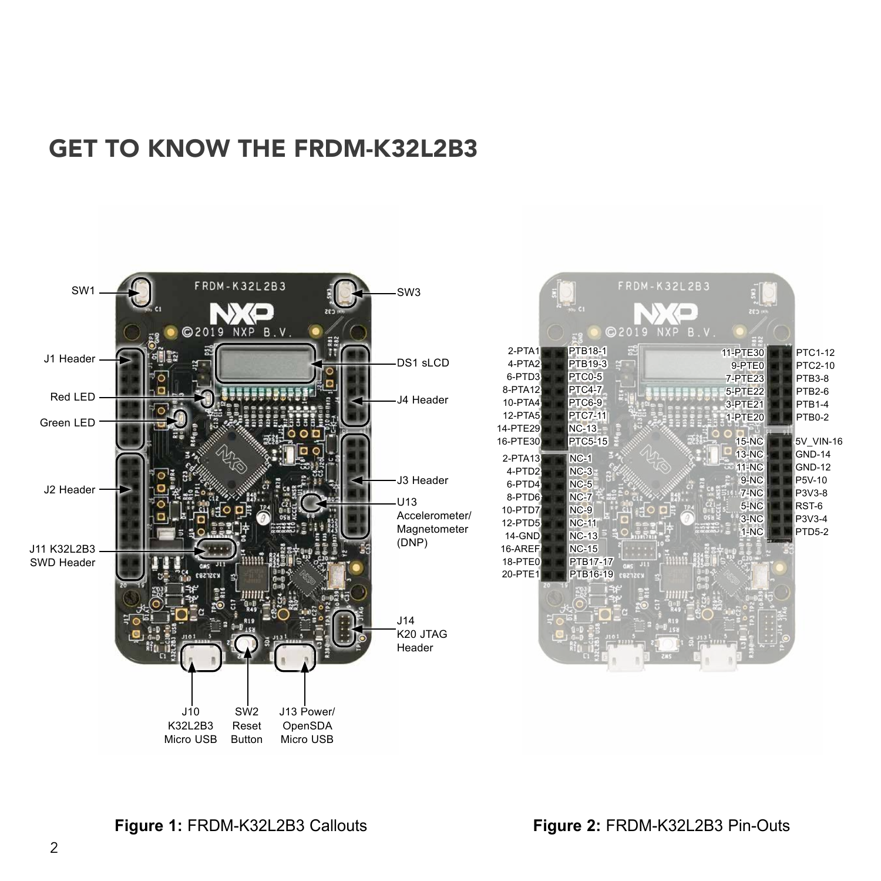# GET TO KNOW THE FRDM-K32L2B3

SW1

SW3

J1 Header

DS1 sLCD

Red LED

J4 Header

Green LED

J2 Header

J3 Header

U13 Accelerometer/ Magnetometer (DNP)

J11 K32L2B3 SWD Header

J14 K20 JTAG Header

J10 K32L2B3 Micro USB

SW2 Reset Button

J13 Power/ OpenSDA Micro USB

**Figure 1:** FRDM-K32L2B3 Callouts

| J1 (outer) | J1 (inner) | J4 (inner) | J4 (outer) |
|---|---|---|---|
| 2-PTA1 | PTB18-1 | 11-PTE30 | PTC1-12 |
| 4-PTA2 | PTB19-3 | 9-PTE0 | PTC2-10 |
| 6-PTD3 | PTC0-5 | 7-PTE23 | PTB3-8 |
| 8-PTA12 | PTC4-7 | 5-PTE22 | PTB2-6 |
| 10-PTA4 | PTC6-9 | 3-PTE21 | PTB1-4 |
| 12-PTA5 | PTC7-11 | 1-PTE20 | PTB0-2 |
| 14-PTE29 | NC-13 | | |
| 16-PTE30 | PTC5-15 | | |

| J2 (outer) | J2 (inner) | J3 (inner) | J3 (outer) |
|---|---|---|---|
| 2-PTA13 | NC-1 | 15-NC | 5V_VIN-16 |
| 4-PTD2 | NC-3 | 13-NC | GND-14 |
| 6-PTD4 | NC-5 | 11-NC | GND-12 |
| 8-PTD6 | NC-7 | 9-NC | P5V-10 |
| 10-PTD7 | NC-9 | 7-NC | P3V3-8 |
| 12-PTD5 | NC-11 | 5-NC | RST-6 |
| 14-GND | NC-13 | 3-NC | P3V3-4 |
| 16-AREF | NC-15 | 1-NC | PTD5-2 |
| 18-PTE0 | PTB17-17 | | |
| 20-PTE1 | PTB16-19 | | |

**Figure 2:** FRDM-K32L2B3 Pin-Outs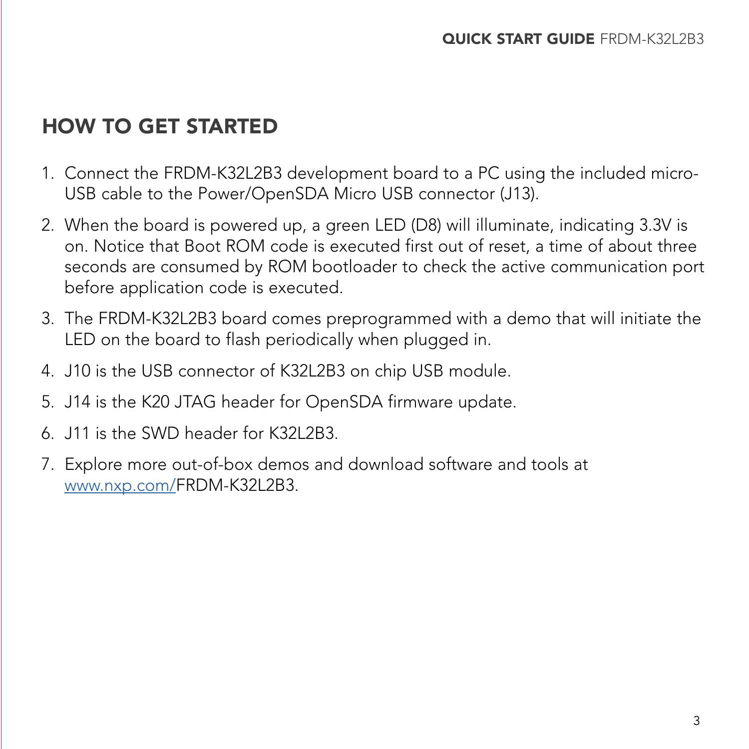## HOW TO GET STARTED

1. Connect the FRDM-K32L2B3 development board to a PC using the included micro-USB cable to the Power/OpenSDA Micro USB connector (J13).
2. When the board is powered up, a green LED (D8) will illuminate, indicating 3.3V is on. Notice that Boot ROM code is executed first out of reset, a time of about three seconds are consumed by ROM bootloader to check the active communication port before application code is executed.
3. The FRDM-K32L2B3 board comes preprogrammed with a demo that will initiate the LED on the board to flash periodically when plugged in.
4. J10 is the USB connector of K32L2B3 on chip USB module.
5. J14 is the K20 JTAG header for OpenSDA firmware update.
6. J11 is the SWD header for K32L2B3.
7. Explore more out-of-box demos and download software and tools at www.nxp.com/FRDM-K32L2B3.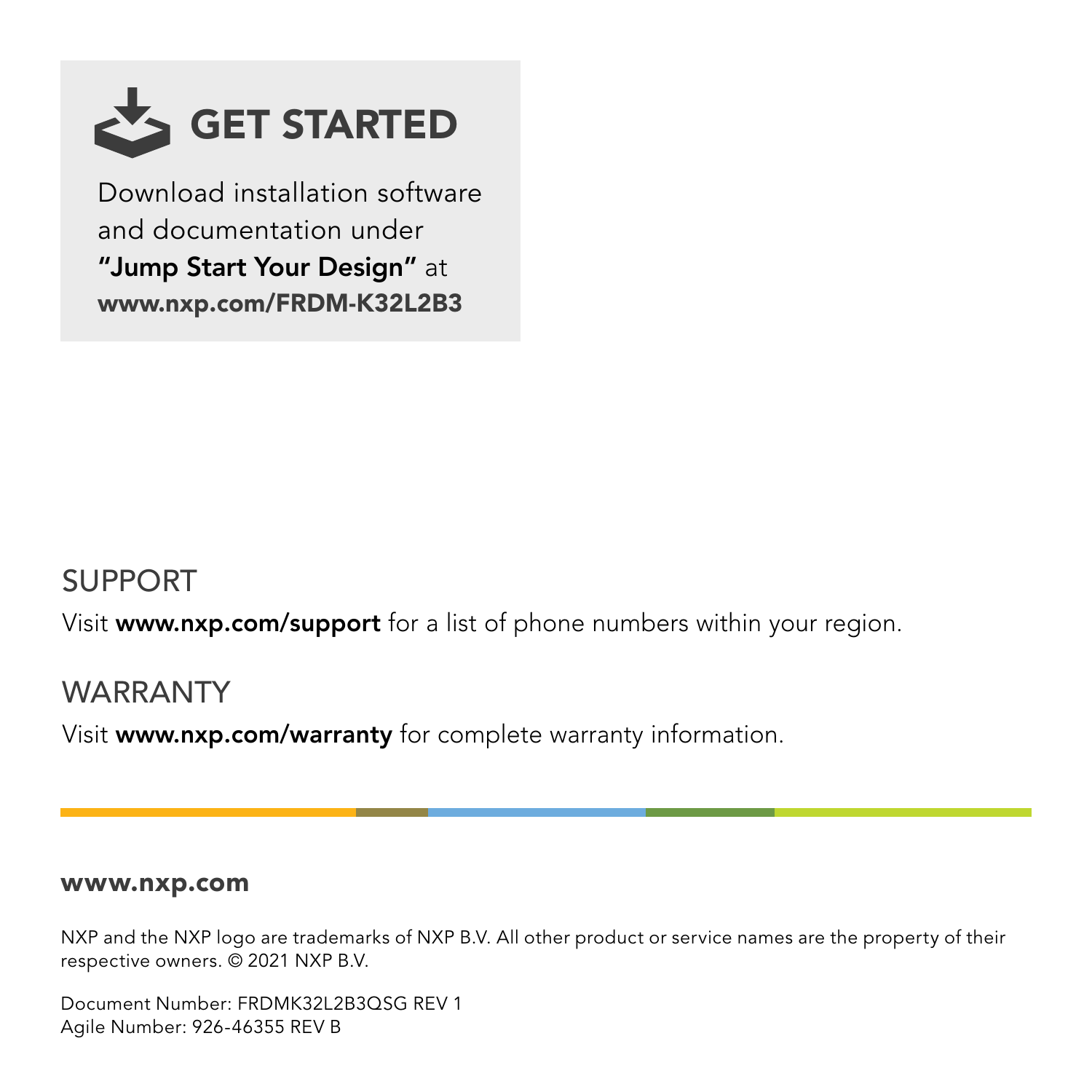## GET STARTED

Download installation software and documentation under **"Jump Start Your Design"** at **www.nxp.com/FRDM-K32L2B3**

## SUPPORT

Visit **www.nxp.com/support** for a list of phone numbers within your region.

## WARRANTY

Visit **www.nxp.com/warranty** for complete warranty information.

**www.nxp.com**

NXP and the NXP logo are trademarks of NXP B.V. All other product or service names are the property of their respective owners. © 2021 NXP B.V.

Document Number: FRDMK32L2B3QSG REV 1
Agile Number: 926-46355 REV B